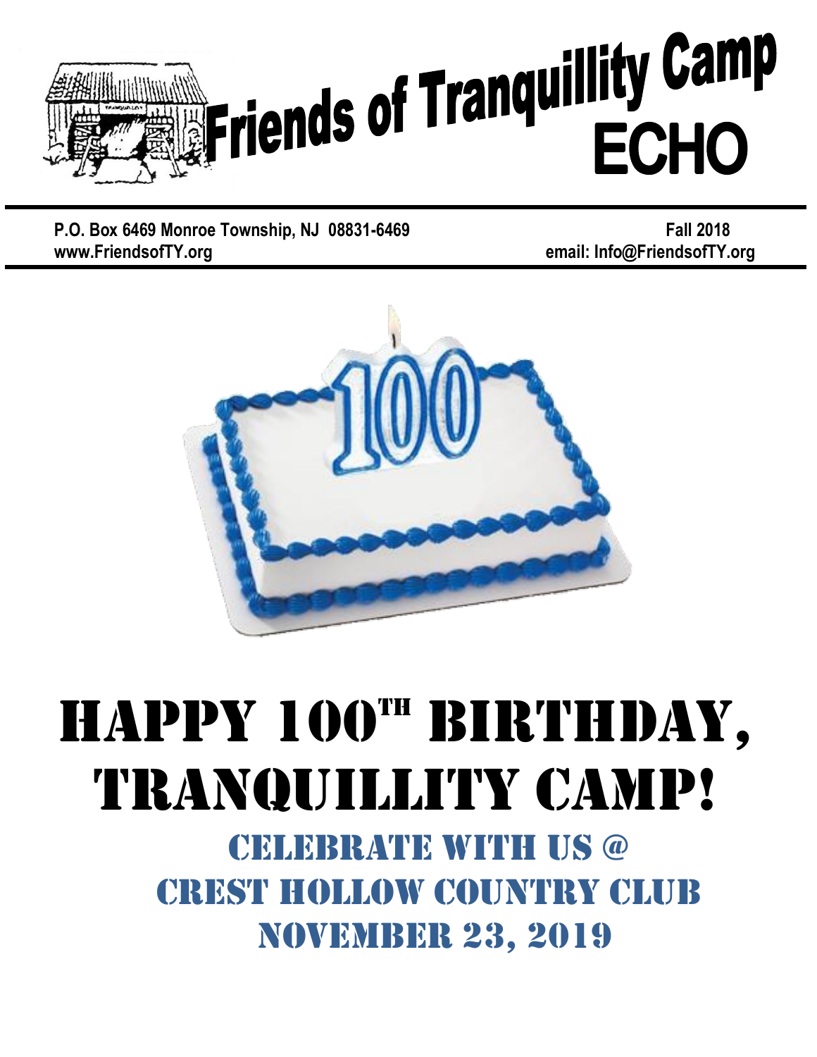# Friends of Tranquillity Camp ECHO

**P.O. Box 6469 Monroe Township, NJ 08831-6469** | **Fall 2018**
**www.FriendsofTY.org** | **email: Info@FriendsofTY.org**

# HAPPY 100TH BIRTHDAY, TRANQUILLITY CAMP!

## CELEBRATE WITH US @ CREST HOLLOW COUNTRY CLUB NOVEMBER 23, 2019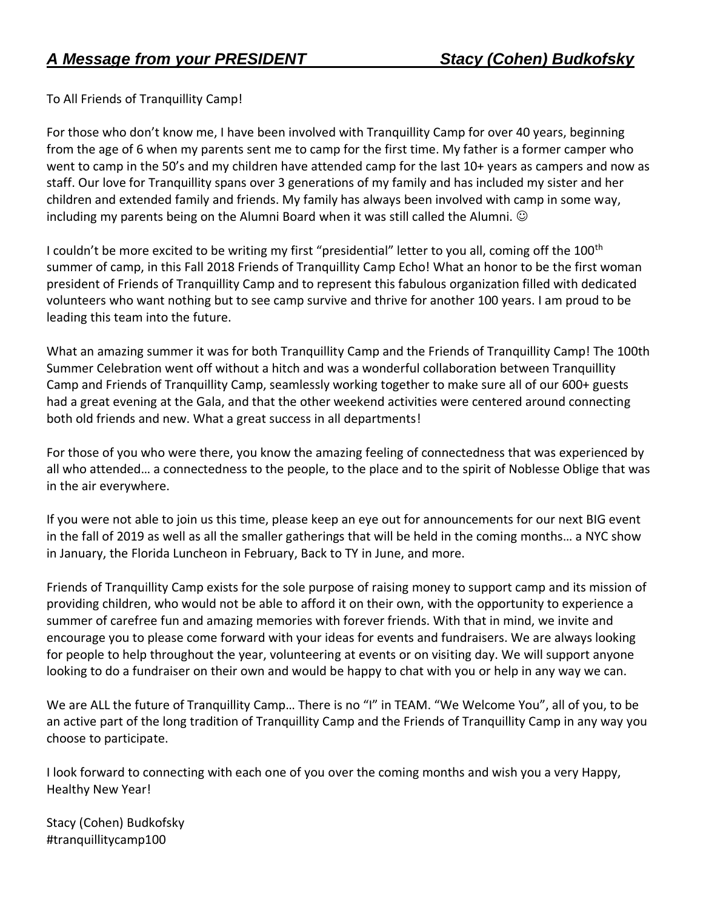## *A Message from your PRESIDENT* *Stacy (Cohen) Budkofsky*

To All Friends of Tranquillity Camp!

For those who don't know me, I have been involved with Tranquillity Camp for over 40 years, beginning from the age of 6 when my parents sent me to camp for the first time. My father is a former camper who went to camp in the 50's and my children have attended camp for the last 10+ years as campers and now as staff. Our love for Tranquillity spans over 3 generations of my family and has included my sister and her children and extended family and friends. My family has always been involved with camp in some way, including my parents being on the Alumni Board when it was still called the Alumni. ☺

I couldn't be more excited to be writing my first "presidential" letter to you all, coming off the 100th summer of camp, in this Fall 2018 Friends of Tranquillity Camp Echo! What an honor to be the first woman president of Friends of Tranquillity Camp and to represent this fabulous organization filled with dedicated volunteers who want nothing but to see camp survive and thrive for another 100 years. I am proud to be leading this team into the future.

What an amazing summer it was for both Tranquillity Camp and the Friends of Tranquillity Camp! The 100th Summer Celebration went off without a hitch and was a wonderful collaboration between Tranquillity Camp and Friends of Tranquillity Camp, seamlessly working together to make sure all of our 600+ guests had a great evening at the Gala, and that the other weekend activities were centered around connecting both old friends and new. What a great success in all departments!

For those of you who were there, you know the amazing feeling of connectedness that was experienced by all who attended… a connectedness to the people, to the place and to the spirit of Noblesse Oblige that was in the air everywhere.

If you were not able to join us this time, please keep an eye out for announcements for our next BIG event in the fall of 2019 as well as all the smaller gatherings that will be held in the coming months… a NYC show in January, the Florida Luncheon in February, Back to TY in June, and more.

Friends of Tranquillity Camp exists for the sole purpose of raising money to support camp and its mission of providing children, who would not be able to afford it on their own, with the opportunity to experience a summer of carefree fun and amazing memories with forever friends. With that in mind, we invite and encourage you to please come forward with your ideas for events and fundraisers. We are always looking for people to help throughout the year, volunteering at events or on visiting day. We will support anyone looking to do a fundraiser on their own and would be happy to chat with you or help in any way we can.

We are ALL the future of Tranquillity Camp… There is no "I" in TEAM. "We Welcome You", all of you, to be an active part of the long tradition of Tranquillity Camp and the Friends of Tranquillity Camp in any way you choose to participate.

I look forward to connecting with each one of you over the coming months and wish you a very Happy, Healthy New Year!

Stacy (Cohen) Budkofsky
#tranquillitycamp100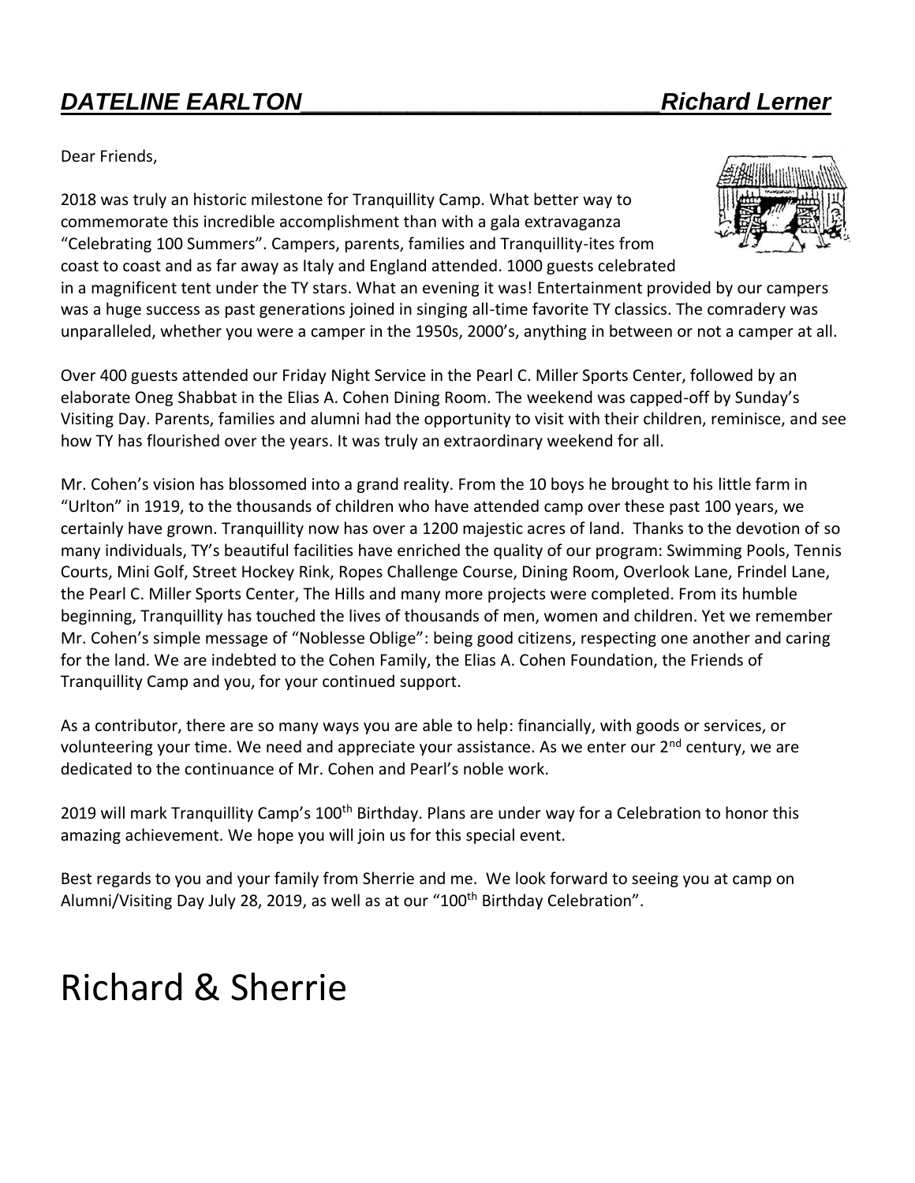## ***DATELINE EARLTON___________________________Richard Lerner***

Dear Friends,

2018 was truly an historic milestone for Tranquillity Camp. What better way to commemorate this incredible accomplishment than with a gala extravaganza "Celebrating 100 Summers". Campers, parents, families and Tranquillity-ites from coast to coast and as far away as Italy and England attended. 1000 guests celebrated in a magnificent tent under the TY stars. What an evening it was! Entertainment provided by our campers was a huge success as past generations joined in singing all-time favorite TY classics. The comradery was unparalleled, whether you were a camper in the 1950s, 2000's, anything in between or not a camper at all.

Over 400 guests attended our Friday Night Service in the Pearl C. Miller Sports Center, followed by an elaborate Oneg Shabbat in the Elias A. Cohen Dining Room. The weekend was capped-off by Sunday's Visiting Day. Parents, families and alumni had the opportunity to visit with their children, reminisce, and see how TY has flourished over the years. It was truly an extraordinary weekend for all.

Mr. Cohen's vision has blossomed into a grand reality. From the 10 boys he brought to his little farm in "Urlton" in 1919, to the thousands of children who have attended camp over these past 100 years, we certainly have grown. Tranquillity now has over a 1200 majestic acres of land. Thanks to the devotion of so many individuals, TY's beautiful facilities have enriched the quality of our program: Swimming Pools, Tennis Courts, Mini Golf, Street Hockey Rink, Ropes Challenge Course, Dining Room, Overlook Lane, Frindel Lane, the Pearl C. Miller Sports Center, The Hills and many more projects were completed. From its humble beginning, Tranquillity has touched the lives of thousands of men, women and children. Yet we remember Mr. Cohen's simple message of "Noblesse Oblige": being good citizens, respecting one another and caring for the land. We are indebted to the Cohen Family, the Elias A. Cohen Foundation, the Friends of Tranquillity Camp and you, for your continued support.

As a contributor, there are so many ways you are able to help: financially, with goods or services, or volunteering your time. We need and appreciate your assistance. As we enter our 2nd century, we are dedicated to the continuance of Mr. Cohen and Pearl's noble work.

2019 will mark Tranquillity Camp's 100th Birthday. Plans are under way for a Celebration to honor this amazing achievement. We hope you will join us for this special event.

Best regards to you and your family from Sherrie and me. We look forward to seeing you at camp on Alumni/Visiting Day July 28, 2019, as well as at our "100th Birthday Celebration".

# Richard & Sherrie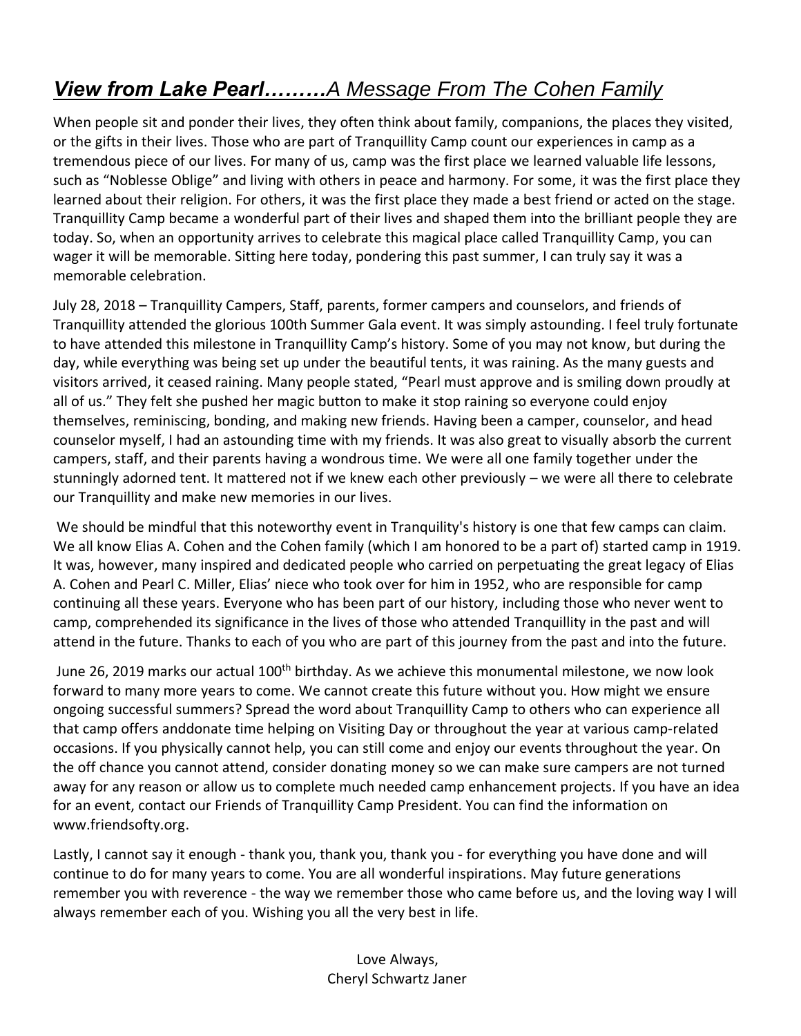# ***View from Lake Pearl………****A Message From The Cohen Family*

When people sit and ponder their lives, they often think about family, companions, the places they visited, or the gifts in their lives. Those who are part of Tranquillity Camp count our experiences in camp as a tremendous piece of our lives. For many of us, camp was the first place we learned valuable life lessons, such as "Noblesse Oblige" and living with others in peace and harmony. For some, it was the first place they learned about their religion. For others, it was the first place they made a best friend or acted on the stage. Tranquillity Camp became a wonderful part of their lives and shaped them into the brilliant people they are today. So, when an opportunity arrives to celebrate this magical place called Tranquillity Camp, you can wager it will be memorable. Sitting here today, pondering this past summer, I can truly say it was a memorable celebration.

July 28, 2018 – Tranquillity Campers, Staff, parents, former campers and counselors, and friends of Tranquillity attended the glorious 100th Summer Gala event. It was simply astounding. I feel truly fortunate to have attended this milestone in Tranquillity Camp's history. Some of you may not know, but during the day, while everything was being set up under the beautiful tents, it was raining. As the many guests and visitors arrived, it ceased raining. Many people stated, "Pearl must approve and is smiling down proudly at all of us." They felt she pushed her magic button to make it stop raining so everyone could enjoy themselves, reminiscing, bonding, and making new friends. Having been a camper, counselor, and head counselor myself, I had an astounding time with my friends. It was also great to visually absorb the current campers, staff, and their parents having a wondrous time. We were all one family together under the stunningly adorned tent. It mattered not if we knew each other previously – we were all there to celebrate our Tranquillity and make new memories in our lives.

We should be mindful that this noteworthy event in Tranquility's history is one that few camps can claim. We all know Elias A. Cohen and the Cohen family (which I am honored to be a part of) started camp in 1919. It was, however, many inspired and dedicated people who carried on perpetuating the great legacy of Elias A. Cohen and Pearl C. Miller, Elias' niece who took over for him in 1952, who are responsible for camp continuing all these years. Everyone who has been part of our history, including those who never went to camp, comprehended its significance in the lives of those who attended Tranquillity in the past and will attend in the future. Thanks to each of you who are part of this journey from the past and into the future.

June 26, 2019 marks our actual 100th birthday. As we achieve this monumental milestone, we now look forward to many more years to come. We cannot create this future without you. How might we ensure ongoing successful summers? Spread the word about Tranquillity Camp to others who can experience all that camp offers anddonate time helping on Visiting Day or throughout the year at various camp-related occasions. If you physically cannot help, you can still come and enjoy our events throughout the year. On the off chance you cannot attend, consider donating money so we can make sure campers are not turned away for any reason or allow us to complete much needed camp enhancement projects. If you have an idea for an event, contact our Friends of Tranquillity Camp President. You can find the information on www.friendsofty.org.

Lastly, I cannot say it enough - thank you, thank you, thank you - for everything you have done and will continue to do for many years to come. You are all wonderful inspirations. May future generations remember you with reverence - the way we remember those who came before us, and the loving way I will always remember each of you. Wishing you all the very best in life.

Love Always,
Cheryl Schwartz Janer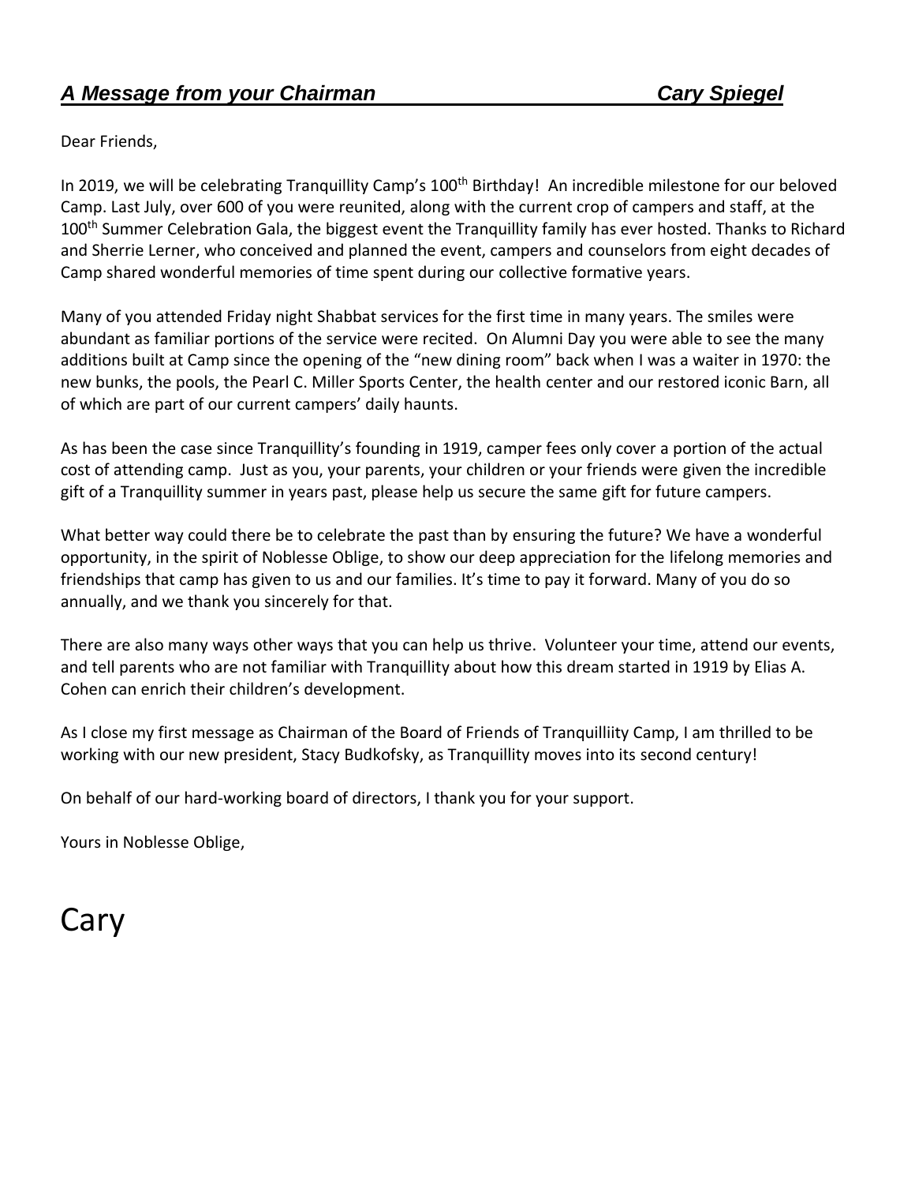## ***A Message from your Chairman*** ***Cary Spiegel***

Dear Friends,

In 2019, we will be celebrating Tranquillity Camp's 100th Birthday! An incredible milestone for our beloved Camp. Last July, over 600 of you were reunited, along with the current crop of campers and staff, at the 100th Summer Celebration Gala, the biggest event the Tranquillity family has ever hosted. Thanks to Richard and Sherrie Lerner, who conceived and planned the event, campers and counselors from eight decades of Camp shared wonderful memories of time spent during our collective formative years.

Many of you attended Friday night Shabbat services for the first time in many years. The smiles were abundant as familiar portions of the service were recited. On Alumni Day you were able to see the many additions built at Camp since the opening of the "new dining room" back when I was a waiter in 1970: the new bunks, the pools, the Pearl C. Miller Sports Center, the health center and our restored iconic Barn, all of which are part of our current campers' daily haunts.

As has been the case since Tranquillity's founding in 1919, camper fees only cover a portion of the actual cost of attending camp. Just as you, your parents, your children or your friends were given the incredible gift of a Tranquillity summer in years past, please help us secure the same gift for future campers.

What better way could there be to celebrate the past than by ensuring the future? We have a wonderful opportunity, in the spirit of Noblesse Oblige, to show our deep appreciation for the lifelong memories and friendships that camp has given to us and our families. It's time to pay it forward. Many of you do so annually, and we thank you sincerely for that.

There are also many ways other ways that you can help us thrive. Volunteer your time, attend our events, and tell parents who are not familiar with Tranquillity about how this dream started in 1919 by Elias A. Cohen can enrich their children's development.

As I close my first message as Chairman of the Board of Friends of Tranquilliity Camp, I am thrilled to be working with our new president, Stacy Budkofsky, as Tranquillity moves into its second century!

On behalf of our hard-working board of directors, I thank you for your support.

Yours in Noblesse Oblige,

Cary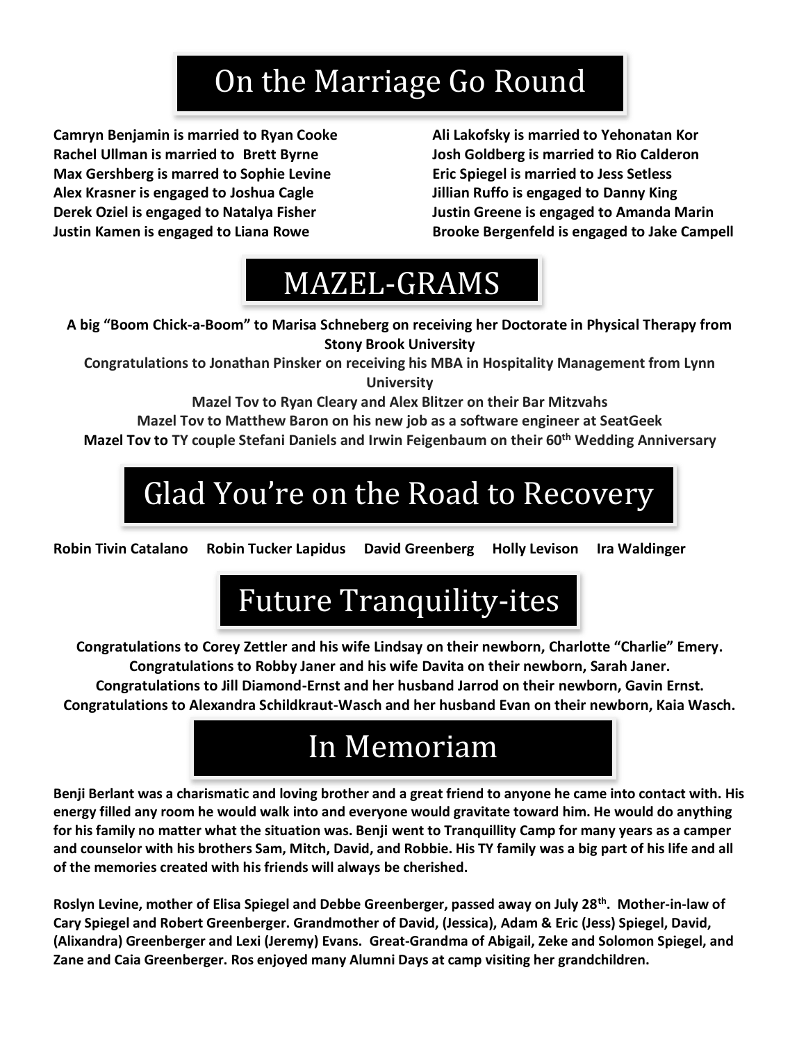# On the Marriage Go Round

**Camryn Benjamin is married to Ryan Cooke**
**Rachel Ullman is married to Brett Byrne**
**Max Gershberg is marred to Sophie Levine**
**Alex Krasner is engaged to Joshua Cagle**
**Derek Oziel is engaged to Natalya Fisher**
**Justin Kamen is engaged to Liana Rowe**
**Ali Lakofsky is married to Yehonatan Kor**
**Josh Goldberg is married to Rio Calderon**
**Eric Spiegel is married to Jess Setless**
**Jillian Ruffo is engaged to Danny King**
**Justin Greene is engaged to Amanda Marin**
**Brooke Bergenfeld is engaged to Jake Campell**

# MAZEL-GRAMS

**A big "Boom Chick-a-Boom" to Marisa Schneberg on receiving her Doctorate in Physical Therapy from Stony Brook University**

**Congratulations to Jonathan Pinsker on receiving his MBA in Hospitality Management from Lynn University**

**Mazel Tov to Ryan Cleary and Alex Blitzer on their Bar Mitzvahs**

**Mazel Tov to Matthew Baron on his new job as a software engineer at SeatGeek**

**Mazel Tov to TY couple Stefani Daniels and Irwin Feigenbaum on their 60th Wedding Anniversary**

# Glad You're on the Road to Recovery

**Robin Tivin Catalano Robin Tucker Lapidus David Greenberg Holly Levison Ira Waldinger**

# Future Tranquility-ites

**Congratulations to Corey Zettler and his wife Lindsay on their newborn, Charlotte "Charlie" Emery.**

**Congratulations to Robby Janer and his wife Davita on their newborn, Sarah Janer.**

**Congratulations to Jill Diamond-Ernst and her husband Jarrod on their newborn, Gavin Ernst.**

**Congratulations to Alexandra Schildkraut-Wasch and her husband Evan on their newborn, Kaia Wasch.**

# In Memoriam

**Benji Berlant was a charismatic and loving brother and a great friend to anyone he came into contact with. His energy filled any room he would walk into and everyone would gravitate toward him. He would do anything for his family no matter what the situation was. Benji went to Tranquillity Camp for many years as a camper and counselor with his brothers Sam, Mitch, David, and Robbie. His TY family was a big part of his life and all of the memories created with his friends will always be cherished.**

**Roslyn Levine, mother of Elisa Spiegel and Debbe Greenberger, passed away on July 28th. Mother-in-law of Cary Spiegel and Robert Greenberger. Grandmother of David, (Jessica), Adam & Eric (Jess) Spiegel, David, (Alixandra) Greenberger and Lexi (Jeremy) Evans. Great-Grandma of Abigail, Zeke and Solomon Spiegel, and Zane and Caia Greenberger. Ros enjoyed many Alumni Days at camp visiting her grandchildren.**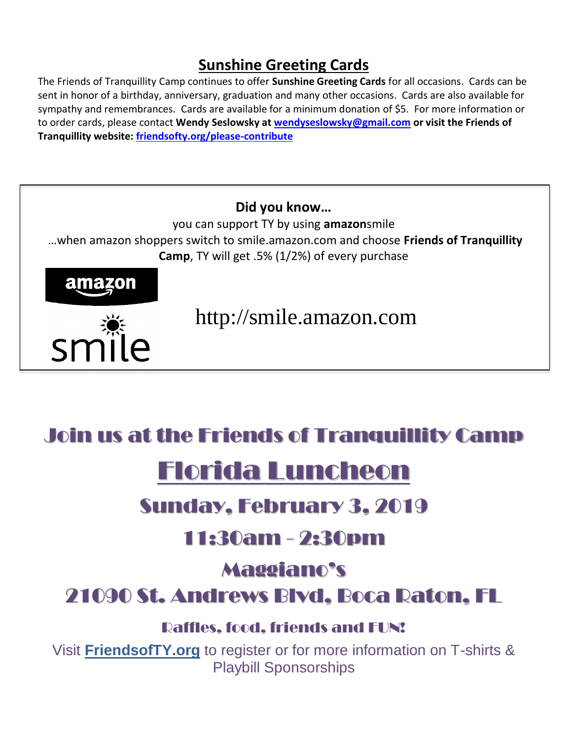## Sunshine Greeting Cards

The Friends of Tranquillity Camp continues to offer **Sunshine Greeting Cards** for all occasions. Cards can be sent in honor of a birthday, anniversary, graduation and many other occasions. Cards are also available for sympathy and remembrances. Cards are available for a minimum donation of $5. For more information or to order cards, please contact **Wendy Seslowsky at wendyseslowsky@gmail.com or visit the Friends of Tranquillity website: friendsofty.org/please-contribute**

**Did you know…**

you can support TY by using **amazon**smile

…when amazon shoppers switch to smile.amazon.com and choose **Friends of Tranquillity Camp**, TY will get .5% (1/2%) of every purchase

http://smile.amazon.com

## Join us at the Friends of Tranquillity Camp

# Florida Luncheon

## Sunday, February 3, 2019

## 11:30am - 2:30pm

## Maggiano's

## 21090 St. Andrews Blvd, Boca Raton, FL

### Raffles, food, friends and FUN!

Visit **FriendsofTY.org** to register or for more information on T-shirts & Playbill Sponsorships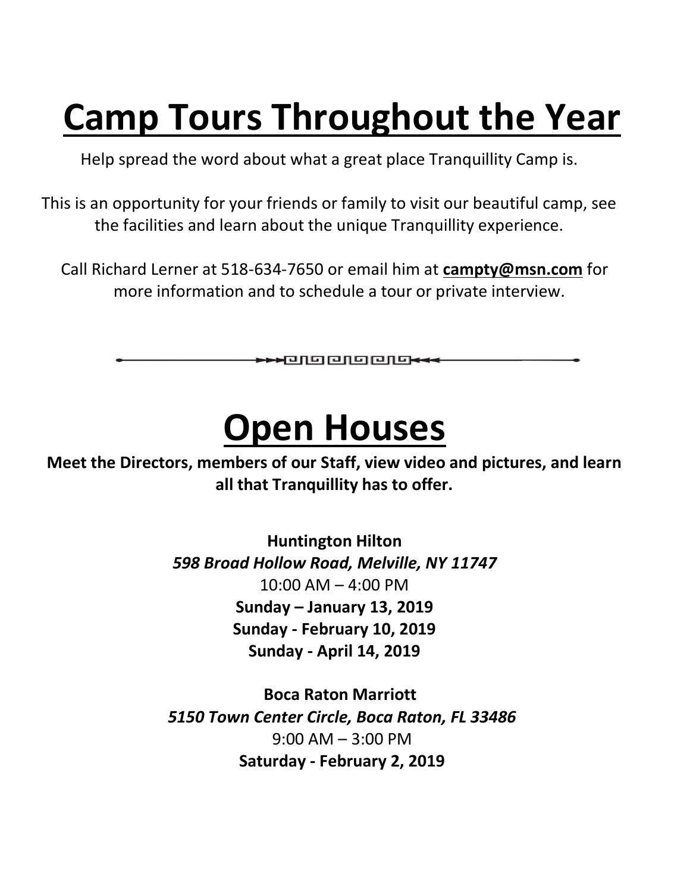# Camp Tours Throughout the Year

Help spread the word about what a great place Tranquillity Camp is.

This is an opportunity for your friends or family to visit our beautiful camp, see the facilities and learn about the unique Tranquillity experience.

Call Richard Lerner at 518-634-7650 or email him at **campty@msn.com** for more information and to schedule a tour or private interview.

---

# Open Houses

**Meet the Directors, members of our Staff, view video and pictures, and learn all that Tranquillity has to offer.**

**Huntington Hilton**
*598 Broad Hollow Road, Melville, NY 11747*
10:00 AM – 4:00 PM
**Sunday – January 13, 2019**
**Sunday - February 10, 2019**
**Sunday - April 14, 2019**

**Boca Raton Marriott**
*5150 Town Center Circle, Boca Raton, FL 33486*
9:00 AM – 3:00 PM
**Saturday - February 2, 2019**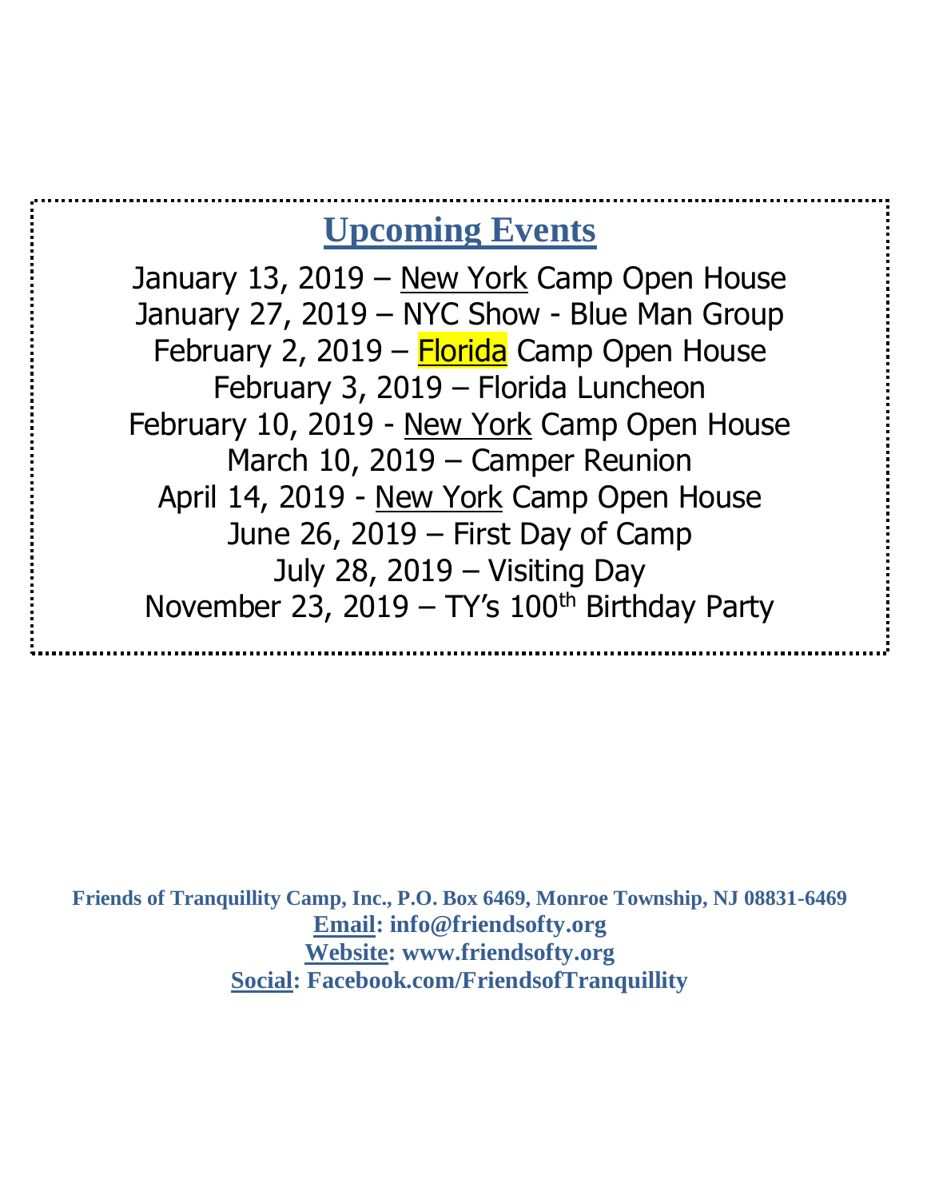## Upcoming Events

January 13, 2019 – New York Camp Open House
January 27, 2019 – NYC Show - Blue Man Group
February 2, 2019 – Florida Camp Open House
February 3, 2019 – Florida Luncheon
February 10, 2019 - New York Camp Open House
March 10, 2019 – Camper Reunion
April 14, 2019 - New York Camp Open House
June 26, 2019 – First Day of Camp
July 28, 2019 – Visiting Day
November 23, 2019 – TY's 100th Birthday Party

**Friends of Tranquillity Camp, Inc., P.O. Box 6469, Monroe Township, NJ 08831-6469**
**Email: info@friendsofty.org**
**Website: www.friendsofty.org**
**Social: Facebook.com/FriendsofTranquillity**